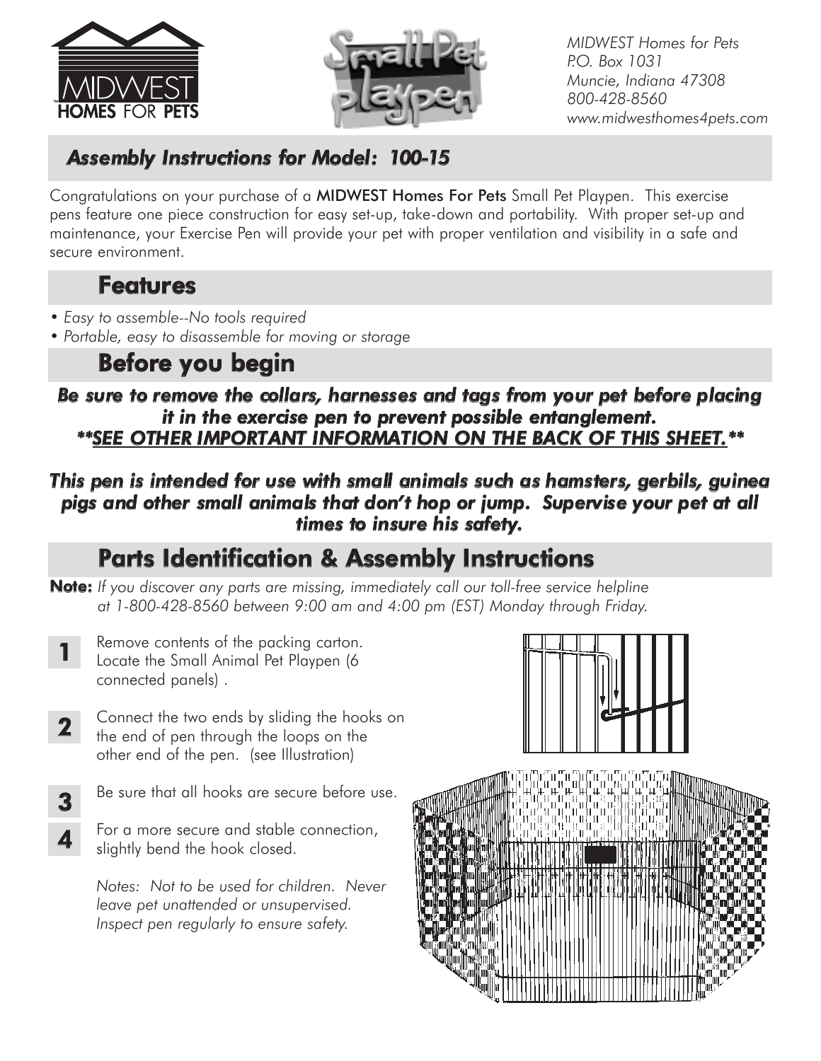MIDWEST HOMES FOR PETS

Small Pet playpen

*MIDWEST Homes for Pets*
*P.O. Box 1031*
*Muncie, Indiana 47308*
*800-428-8560*
*www.midwesthomes4pets.com*

## *Assembly Instructions for Model: 100-15*

Congratulations on your purchase of a **MIDWEST Homes For Pets** Small Pet Playpen. This exercise pens feature one piece construction for easy set-up, take-down and portability. With proper set-up and maintenance, your Exercise Pen will provide your pet with proper ventilation and visibility in a safe and secure environment.

## Features

- *Easy to assemble--No tools required*
- *Portable, easy to disassemble for moving or storage*

## Before you begin

***Be sure to remove the collars, harnesses and tags from your pet before placing it in the exercise pen to prevent possible entanglement.***
***\*\*SEE OTHER IMPORTANT INFORMATION ON THE BACK OF THIS SHEET.\*\****

***This pen is intended for use with small animals such as hamsters, gerbils, guinea pigs and other small animals that don't hop or jump. Supervise your pet at all times to insure his safety.***

## Parts Identification & Assembly Instructions

**Note:** *If you discover any parts are missing, immediately call our toll-free service helpline at 1-800-428-8560 between 9:00 am and 4:00 pm (EST) Monday through Friday.*

**1** Remove contents of the packing carton. Locate the Small Animal Pet Playpen (6 connected panels) .

**2** Connect the two ends by sliding the hooks on the end of pen through the loops on the other end of the pen. (see Illustration)

**3** Be sure that all hooks are secure before use.

**4** For a more secure and stable connection, slightly bend the hook closed.

*Notes: Not to be used for children. Never leave pet unattended or unsupervised. Inspect pen regularly to ensure safety.*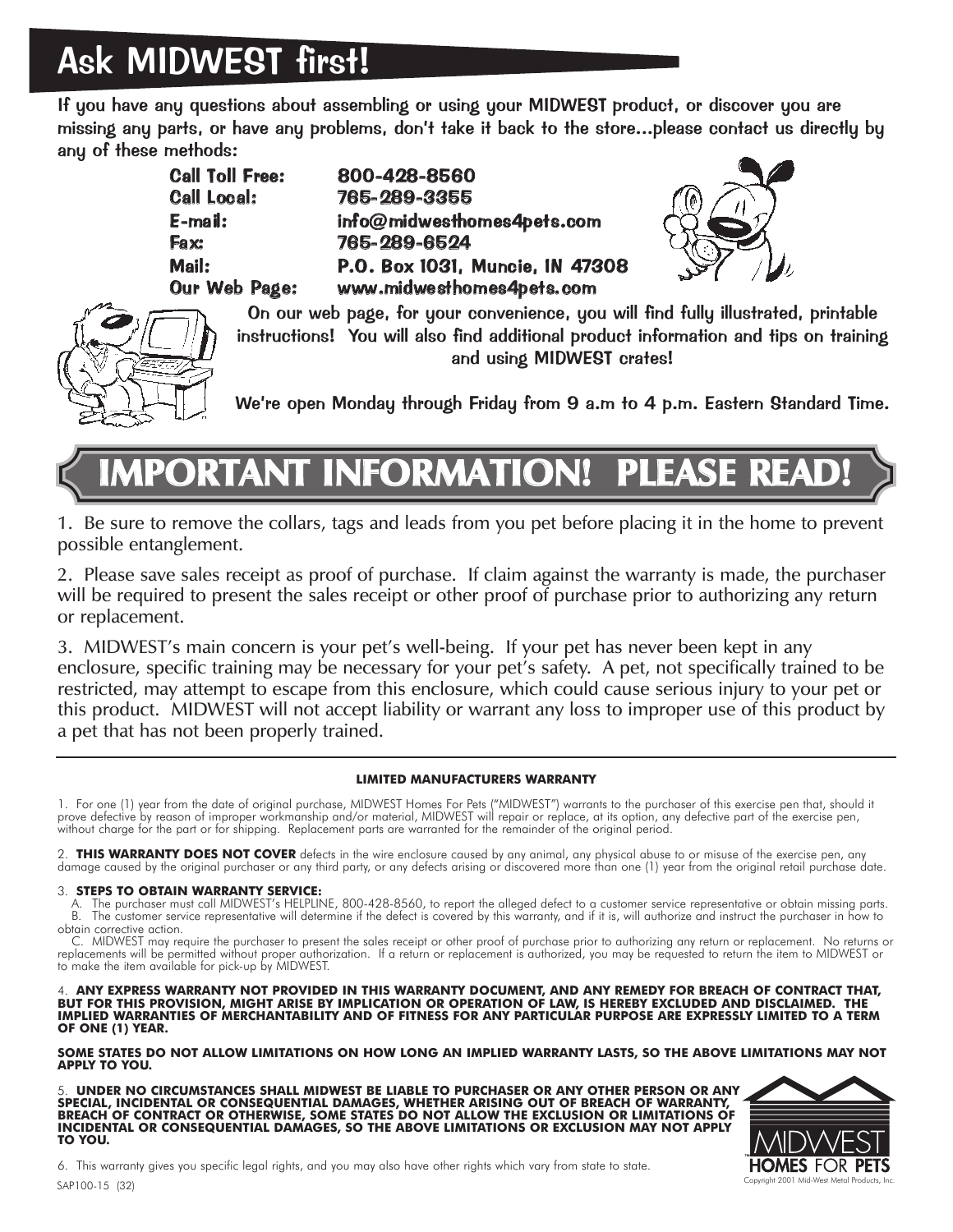# Ask MIDWEST first!

**If you have any questions about assembling or using your MIDWEST product, or discover you are missing any parts, or have any problems, don't take it back to the store...please contact us directly by any of these methods:**

| | |
|---|---|
| **Call Toll Free:** | **800-428-8560** |
| **Call Local:** | **765-289-3355** |
| **E-mail:** | **info@midwesthomes4pets.com** |
| **Fax:** | **765-289-6524** |
| **Mail:** | **P.O. Box 1031, Muncie, IN 47308** |
| **Our Web Page:** | **www.midwesthomes4pets.com** |

**On our web page, for your convenience, you will find fully illustrated, printable instructions! You will also find additional product information and tips on training and using MIDWEST crates!**

**We're open Monday through Friday from 9 a.m to 4 p.m. Eastern Standard Time.**

# IMPORTANT INFORMATION! PLEASE READ!

1. Be sure to remove the collars, tags and leads from you pet before placing it in the home to prevent possible entanglement.

2. Please save sales receipt as proof of purchase. If claim against the warranty is made, the purchaser will be required to present the sales receipt or other proof of purchase prior to authorizing any return or replacement.

3. MIDWEST's main concern is your pet's well-being. If your pet has never been kept in any enclosure, specific training may be necessary for your pet's safety. A pet, not specifically trained to be restricted, may attempt to escape from this enclosure, which could cause serious injury to your pet or this product. MIDWEST will not accept liability or warrant any loss to improper use of this product by a pet that has not been properly trained.

---

**LIMITED MANUFACTURERS WARRANTY**

1. For one (1) year from the date of original purchase, MIDWEST Homes For Pets ("MIDWEST") warrants to the purchaser of this exercise pen that, should it prove defective by reason of improper workmanship and/or material, MIDWEST will repair or replace, at its option, any defective part of the exercise pen, without charge for the part or for shipping. Replacement parts are warranted for the remainder of the original period.

2. **THIS WARRANTY DOES NOT COVER** defects in the wire enclosure caused by any animal, any physical abuse to or misuse of the exercise pen, any damage caused by the original purchaser or any third party, or any defects arising or discovered more than one (1) year from the original retail purchase date.

3. **STEPS TO OBTAIN WARRANTY SERVICE:**
   A. The purchaser must call MIDWEST's HELPLINE, 800-428-8560, to report the alleged defect to a customer service representative or obtain missing parts.
   B. The customer service representative will determine if the defect is covered by this warranty, and if it is, will authorize and instruct the purchaser in how to obtain corrective action.
   C. MIDWEST may require the purchaser to present the sales receipt or other proof of purchase prior to authorizing any return or replacement. No returns or replacements will be permitted without proper authorization. If a return or replacement is authorized, you may be requested to return the item to MIDWEST or to make the item available for pick-up by MIDWEST.

4. **ANY EXPRESS WARRANTY NOT PROVIDED IN THIS WARRANTY DOCUMENT, AND ANY REMEDY FOR BREACH OF CONTRACT THAT, BUT FOR THIS PROVISION, MIGHT ARISE BY IMPLICATION OR OPERATION OF LAW, IS HEREBY EXCLUDED AND DISCLAIMED. THE IMPLIED WARRANTIES OF MERCHANTABILITY AND OF FITNESS FOR ANY PARTICULAR PURPOSE ARE EXPRESSLY LIMITED TO A TERM OF ONE (1) YEAR.**

**SOME STATES DO NOT ALLOW LIMITATIONS ON HOW LONG AN IMPLIED WARRANTY LASTS, SO THE ABOVE LIMITATIONS MAY NOT APPLY TO YOU.**

5. **UNDER NO CIRCUMSTANCES SHALL MIDWEST BE LIABLE TO PURCHASER OR ANY OTHER PERSON OR ANY SPECIAL, INCIDENTAL OR CONSEQUENTIAL DAMAGES, WHETHER ARISING OUT OF BREACH OF WARRANTY, BREACH OF CONTRACT OR OTHERWISE, SOME STATES DO NOT ALLOW THE EXCLUSION OR LIMITATIONS OF INCIDENTAL OR CONSEQUENTIAL DAMAGES, SO THE ABOVE LIMITATIONS OR EXCLUSION MAY NOT APPLY TO YOU.**

6. This warranty gives you specific legal rights, and you may also have other rights which vary from state to state.

SAP100-15 (32)

MIDWEST HOMES FOR PETS

Copyright 2001 Mid-West Metal Products, Inc.